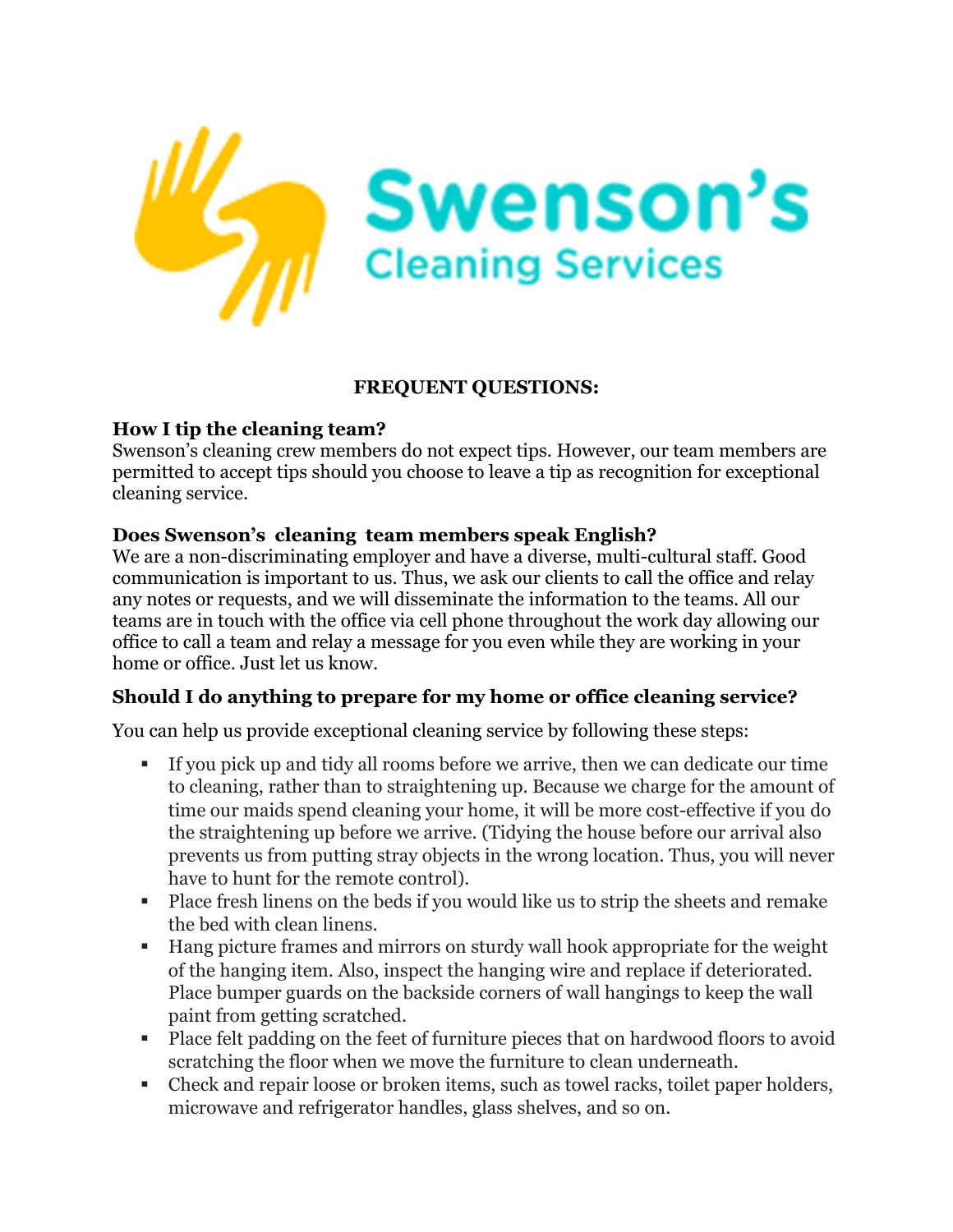Swenson's

Cleaning Services

## FREQUENT QUESTIONS:

**How I tip the cleaning team?**

Swenson's cleaning crew members do not expect tips. However, our team members are permitted to accept tips should you choose to leave a tip as recognition for exceptional cleaning service.

**Does Swenson's cleaning team members speak English?**

We are a non-discriminating employer and have a diverse, multi-cultural staff. Good communication is important to us. Thus, we ask our clients to call the office and relay any notes or requests, and we will disseminate the information to the teams. All our teams are in touch with the office via cell phone throughout the work day allowing our office to call a team and relay a message for you even while they are working in your home or office. Just let us know.

**Should I do anything to prepare for my home or office cleaning service?**

You can help us provide exceptional cleaning service by following these steps:

- If you pick up and tidy all rooms before we arrive, then we can dedicate our time to cleaning, rather than to straightening up. Because we charge for the amount of time our maids spend cleaning your home, it will be more cost-effective if you do the straightening up before we arrive. (Tidying the house before our arrival also prevents us from putting stray objects in the wrong location. Thus, you will never have to hunt for the remote control).
- Place fresh linens on the beds if you would like us to strip the sheets and remake the bed with clean linens.
- Hang picture frames and mirrors on sturdy wall hook appropriate for the weight of the hanging item. Also, inspect the hanging wire and replace if deteriorated. Place bumper guards on the backside corners of wall hangings to keep the wall paint from getting scratched.
- Place felt padding on the feet of furniture pieces that on hardwood floors to avoid scratching the floor when we move the furniture to clean underneath.
- Check and repair loose or broken items, such as towel racks, toilet paper holders, microwave and refrigerator handles, glass shelves, and so on.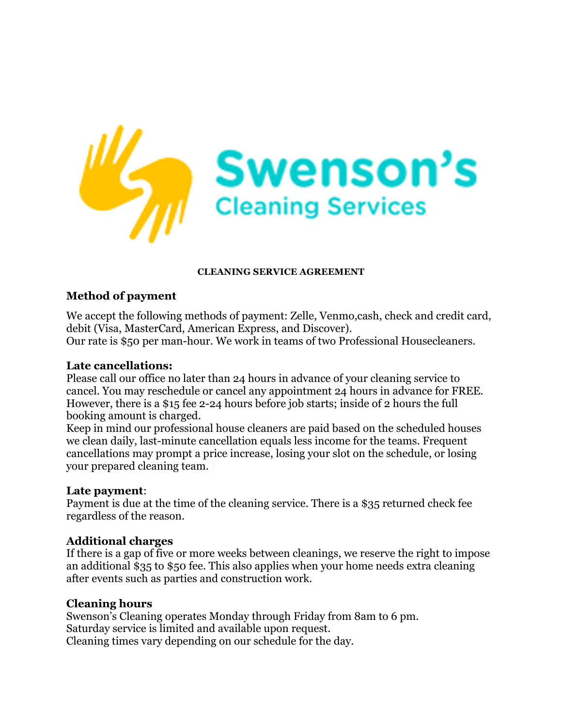Swenson's Cleaning Services

**CLEANING SERVICE AGREEMENT**

## Method of payment

We accept the following methods of payment: Zelle, Venmo,cash, check and credit card, debit (Visa, MasterCard, American Express, and Discover).
Our rate is $50 per man-hour. We work in teams of two Professional Housecleaners.

## Late cancellations:

Please call our office no later than 24 hours in advance of your cleaning service to cancel. You may reschedule or cancel any appointment 24 hours in advance for FREE. However, there is a $15 fee 2-24 hours before job starts; inside of 2 hours the full booking amount is charged.
Keep in mind our professional house cleaners are paid based on the scheduled houses we clean daily, last-minute cancellation equals less income for the teams. Frequent cancellations may prompt a price increase, losing your slot on the schedule, or losing your prepared cleaning team.

## Late payment:

Payment is due at the time of the cleaning service. There is a $35 returned check fee regardless of the reason.

## Additional charges

If there is a gap of five or more weeks between cleanings, we reserve the right to impose an additional $35 to $50 fee. This also applies when your home needs extra cleaning after events such as parties and construction work.

## Cleaning hours

Swenson's Cleaning operates Monday through Friday from 8am to 6 pm.
Saturday service is limited and available upon request.
Cleaning times vary depending on our schedule for the day.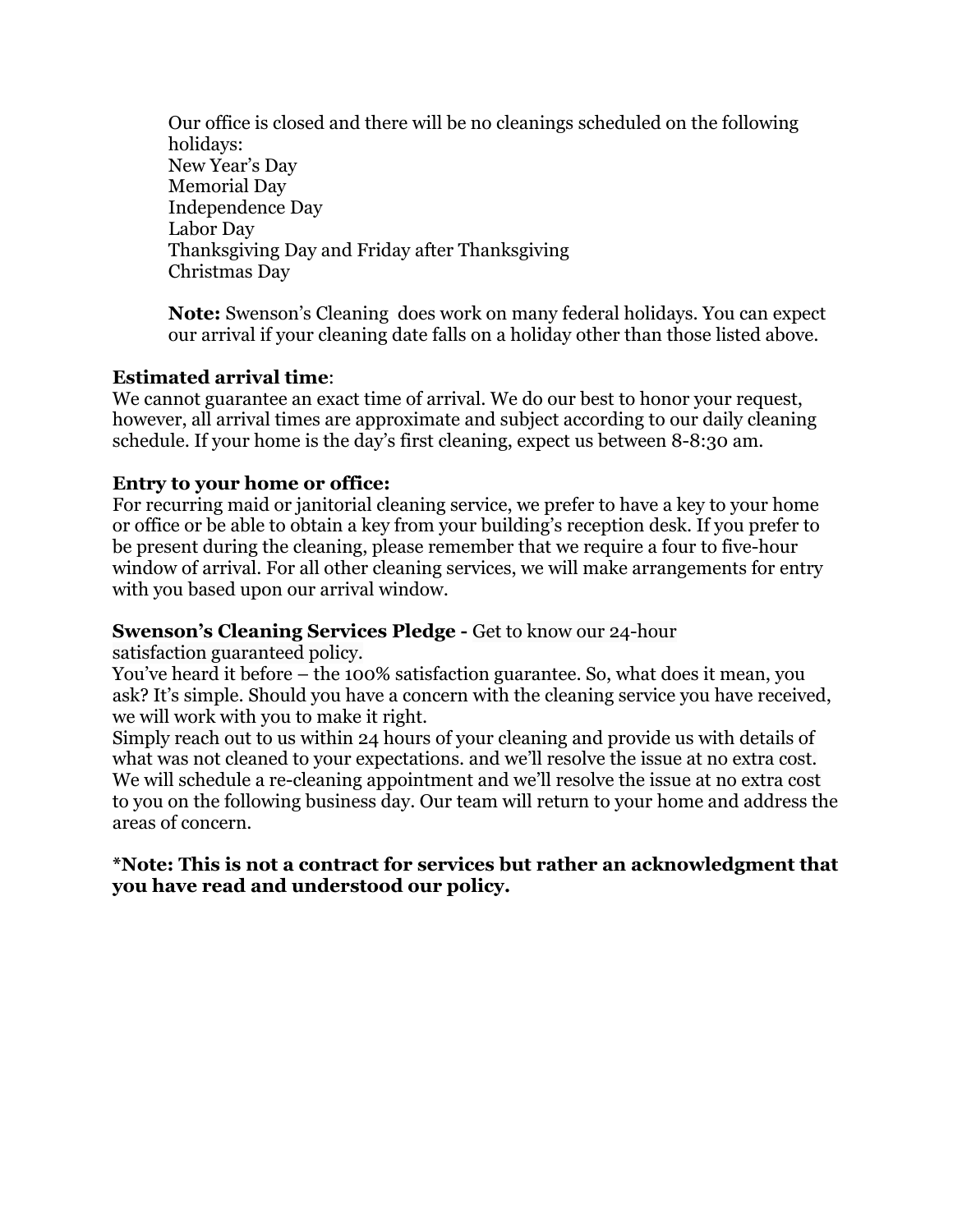Our office is closed and there will be no cleanings scheduled on the following holidays:
New Year's Day
Memorial Day
Independence Day
Labor Day
Thanksgiving Day and Friday after Thanksgiving
Christmas Day

**Note:** Swenson's Cleaning does work on many federal holidays. You can expect our arrival if your cleaning date falls on a holiday other than those listed above.

**Estimated arrival time**:
We cannot guarantee an exact time of arrival. We do our best to honor your request, however, all arrival times are approximate and subject according to our daily cleaning schedule. If your home is the day's first cleaning, expect us between 8-8:30 am.

**Entry to your home or office:**
For recurring maid or janitorial cleaning service, we prefer to have a key to your home or office or be able to obtain a key from your building's reception desk. If you prefer to be present during the cleaning, please remember that we require a four to five-hour window of arrival. For all other cleaning services, we will make arrangements for entry with you based upon our arrival window.

**Swenson's Cleaning Services Pledge -** Get to know our 24-hour satisfaction guaranteed policy.
You've heard it before – the 100% satisfaction guarantee. So, what does it mean, you ask? It's simple. Should you have a concern with the cleaning service you have received, we will work with you to make it right.
Simply reach out to us within 24 hours of your cleaning and provide us with details of what was not cleaned to your expectations. and we'll resolve the issue at no extra cost. We will schedule a re-cleaning appointment and we'll resolve the issue at no extra cost to you on the following business day. Our team will return to your home and address the areas of concern.

***Note: This is not a contract for services but rather an acknowledgment that you have read and understood our policy.**